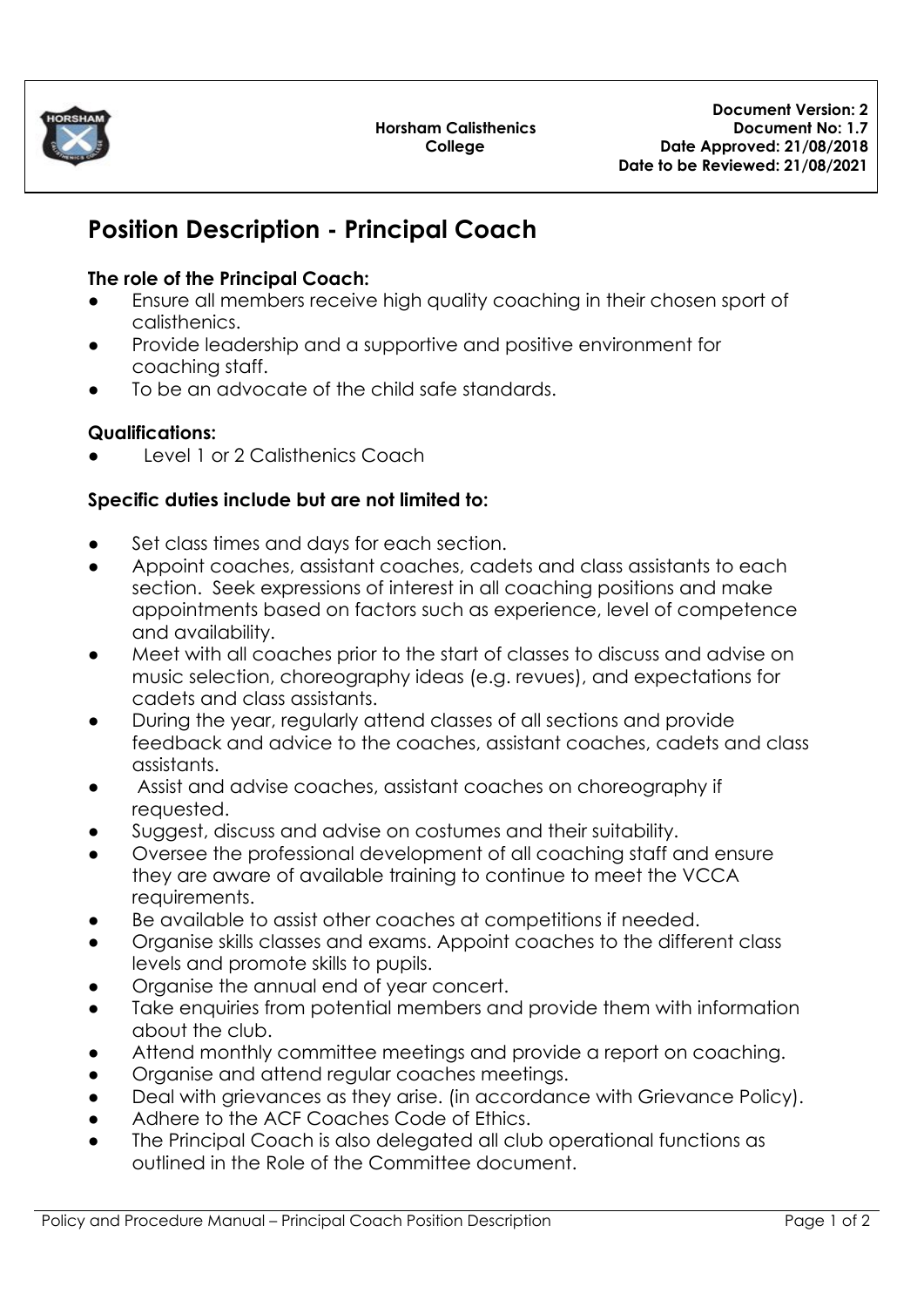**Horsham Calisthenics College**

**Document Version: 2**
**Document No: 1.7**
**Date Approved: 21/08/2018**
**Date to be Reviewed: 21/08/2021**

# Position Description - Principal Coach

**The role of the Principal Coach:**

- Ensure all members receive high quality coaching in their chosen sport of calisthenics.
- Provide leadership and a supportive and positive environment for coaching staff.
- To be an advocate of the child safe standards.

**Qualifications:**

- Level 1 or 2 Calisthenics Coach

**Specific duties include but are not limited to:**

- Set class times and days for each section.
- Appoint coaches, assistant coaches, cadets and class assistants to each section. Seek expressions of interest in all coaching positions and make appointments based on factors such as experience, level of competence and availability.
- Meet with all coaches prior to the start of classes to discuss and advise on music selection, choreography ideas (e.g. revues), and expectations for cadets and class assistants.
- During the year, regularly attend classes of all sections and provide feedback and advice to the coaches, assistant coaches, cadets and class assistants.
- Assist and advise coaches, assistant coaches on choreography if requested.
- Suggest, discuss and advise on costumes and their suitability.
- Oversee the professional development of all coaching staff and ensure they are aware of available training to continue to meet the VCCA requirements.
- Be available to assist other coaches at competitions if needed.
- Organise skills classes and exams. Appoint coaches to the different class levels and promote skills to pupils.
- Organise the annual end of year concert.
- Take enquiries from potential members and provide them with information about the club.
- Attend monthly committee meetings and provide a report on coaching.
- Organise and attend regular coaches meetings.
- Deal with grievances as they arise. (in accordance with Grievance Policy).
- Adhere to the ACF Coaches Code of Ethics.
- The Principal Coach is also delegated all club operational functions as outlined in the Role of the Committee document.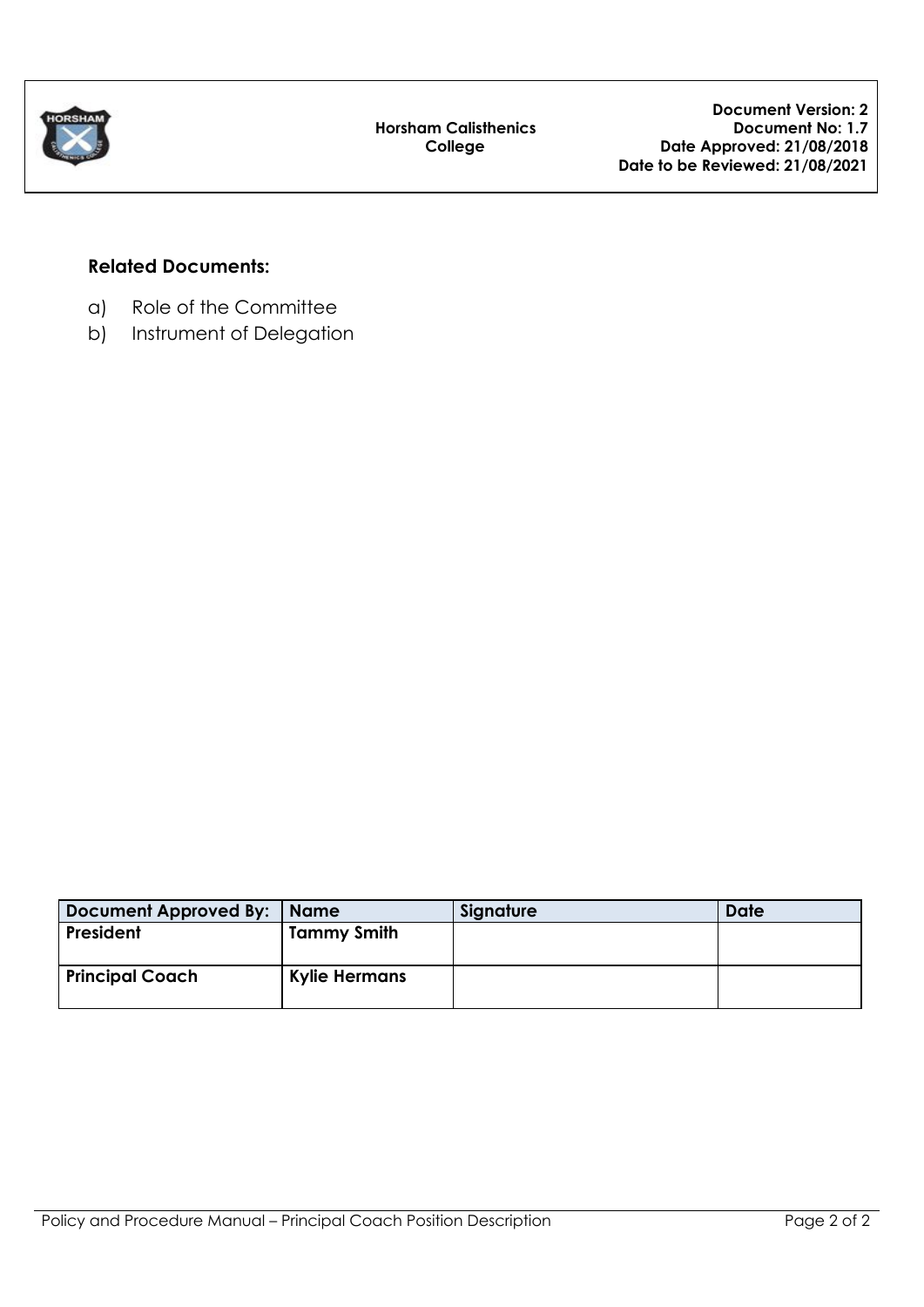**Related Documents:**

a) Role of the Committee
b) Instrument of Delegation

| Document Approved By: | Name | Signature | Date |
|---|---|---|---|
| **President** | **Tammy Smith** | | |
| **Principal Coach** | **Kylie Hermans** | | |